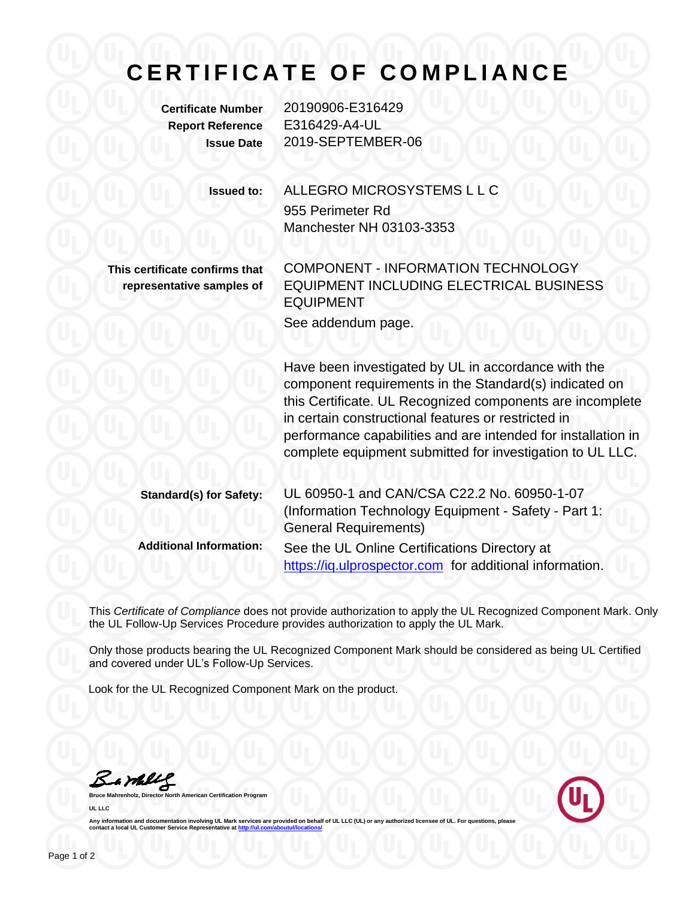# CERTIFICATE OF COMPLIANCE

**Certificate Number** 20190906-E316429
**Report Reference** E316429-A4-UL
**Issue Date** 2019-SEPTEMBER-06

**Issued to:** ALLEGRO MICROSYSTEMS L L C
955 Perimeter Rd
Manchester NH 03103-3353

**This certificate confirms that representative samples of** COMPONENT - INFORMATION TECHNOLOGY EQUIPMENT INCLUDING ELECTRICAL BUSINESS EQUIPMENT

See addendum page.

Have been investigated by UL in accordance with the component requirements in the Standard(s) indicated on this Certificate. UL Recognized components are incomplete in certain constructional features or restricted in performance capabilities and are intended for installation in complete equipment submitted for investigation to UL LLC.

**Standard(s) for Safety:** UL 60950-1 and CAN/CSA C22.2 No. 60950-1-07 (Information Technology Equipment - Safety - Part 1: General Requirements)

**Additional Information:** See the UL Online Certifications Directory at https://iq.ulprospector.com for additional information.

This *Certificate of Compliance* does not provide authorization to apply the UL Recognized Component Mark. Only the UL Follow-Up Services Procedure provides authorization to apply the UL Mark.

Only those products bearing the UL Recognized Component Mark should be considered as being UL Certified and covered under UL's Follow-Up Services.

Look for the UL Recognized Component Mark on the product.

**Bruce Mahrenholz, Director North American Certification Program**

**UL LLC**

Any information and documentation involving UL Mark services are provided on behalf of UL LLC (UL) or any authorized licensee of UL. For questions, please contact a local UL Customer Service Representative at http://ul.com/aboutul/locations/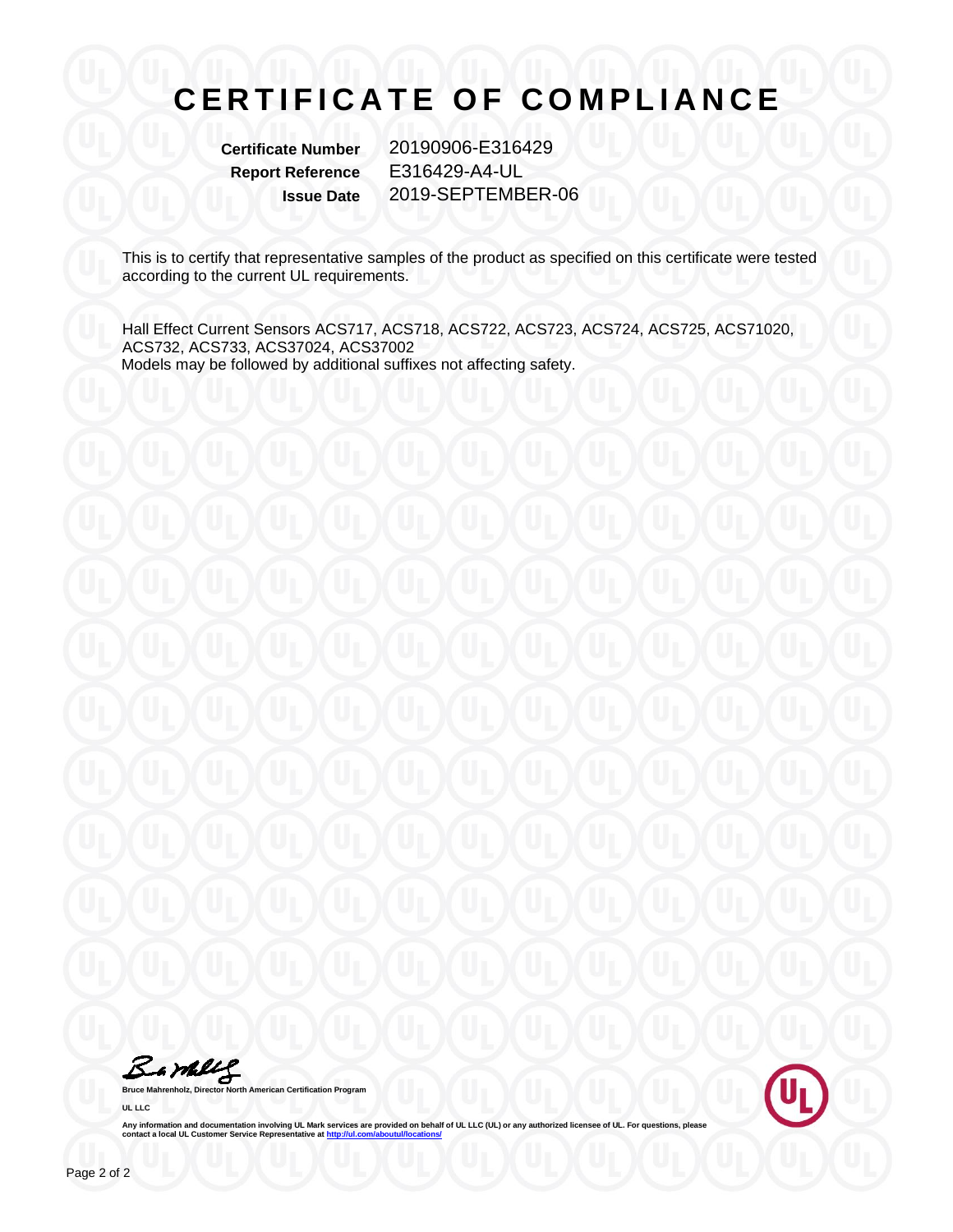# CERTIFICATE OF COMPLIANCE

**Certificate Number** 20190906-E316429
**Report Reference** E316429-A4-UL
**Issue Date** 2019-SEPTEMBER-06

This is to certify that representative samples of the product as specified on this certificate were tested according to the current UL requirements.

Hall Effect Current Sensors ACS717, ACS718, ACS722, ACS723, ACS724, ACS725, ACS71020, ACS732, ACS733, ACS37024, ACS37002
Models may be followed by additional suffixes not affecting safety.

**Bruce Mahrenholz, Director North American Certification Program**

**UL LLC**

**Any information and documentation involving UL Mark services are provided on behalf of UL LLC (UL) or any authorized licensee of UL. For questions, please contact a local UL Customer Service Representative at http://ul.com/aboutul/locations/**